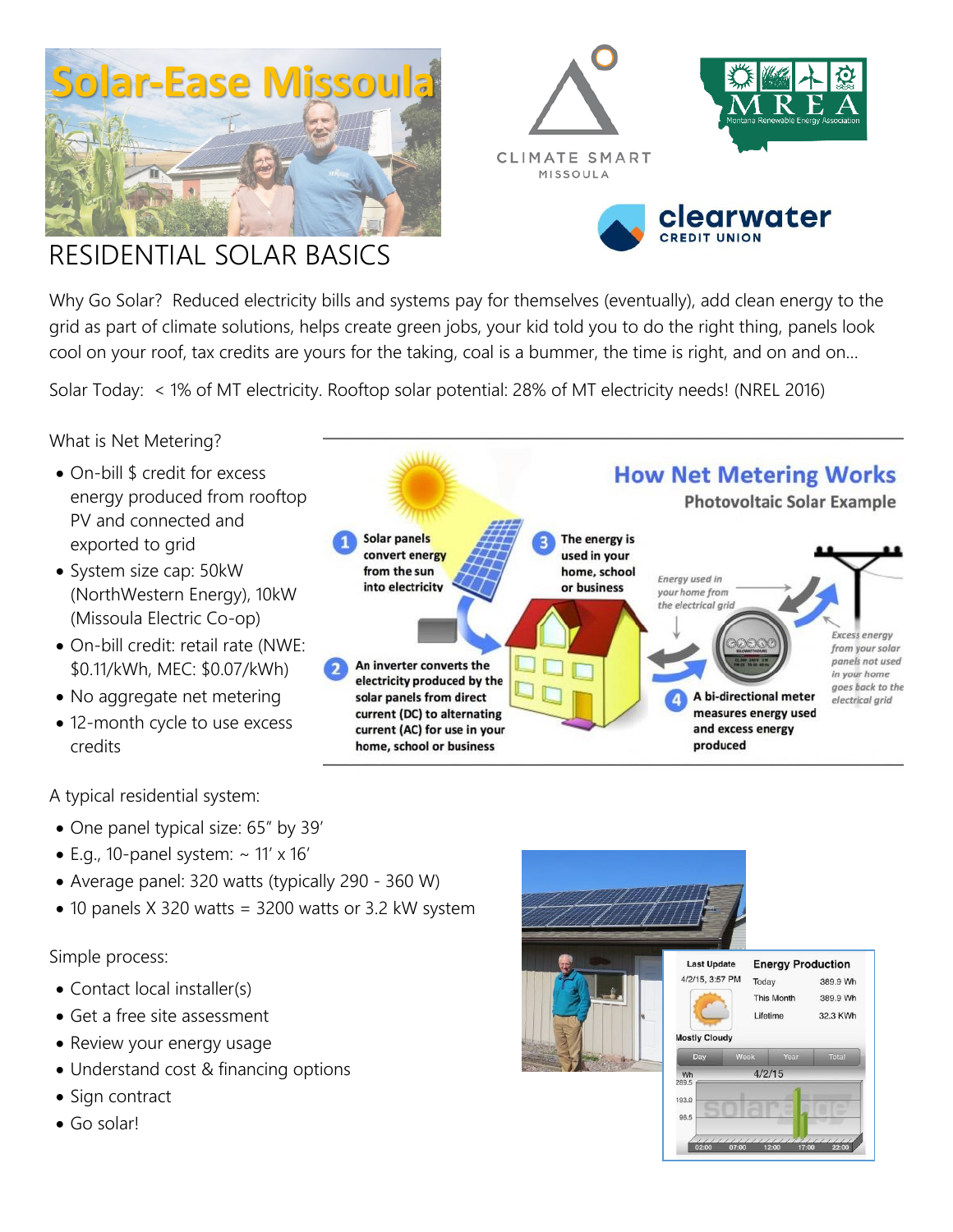# Solar-Ease Missoula

CLIMATE SMART MISSOULA

MREA Montana Renewable Energy Association

clearwater CREDIT UNION

## RESIDENTIAL SOLAR BASICS

Why Go Solar? Reduced electricity bills and systems pay for themselves (eventually), add clean energy to the grid as part of climate solutions, helps create green jobs, your kid told you to do the right thing, panels look cool on your roof, tax credits are yours for the taking, coal is a bummer, the time is right, and on and on…

Solar Today: < 1% of MT electricity. Rooftop solar potential: 28% of MT electricity needs! (NREL 2016)

What is Net Metering?

- On-bill $ credit for excess energy produced from rooftop PV and connected and exported to grid
- System size cap: 50kW (NorthWestern Energy), 10kW (Missoula Electric Co-op)
- On-bill credit: retail rate (NWE: $0.11/kWh, MEC: $0.07/kWh)
- No aggregate net metering
- 12-month cycle to use excess credits

**How Net Metering Works**

**Photovoltaic Solar Example**

1. Solar panels convert energy from the sun into electricity
2. An inverter converts the electricity produced by the solar panels from direct current (DC) to alternating current (AC) for use in your home, school or business
3. The energy is used in your home, school or business
4. A bi-directional meter measures energy used and excess energy produced

*Energy used in your home from the electrical grid*

*Excess energy from your solar panels not used in your home goes back to the electrical grid*

A typical residential system:

- One panel typical size: 65" by 39'
- E.g., 10-panel system: ~ 11' x 16'
- Average panel: 320 watts (typically 290 - 360 W)
- 10 panels X 320 watts = 3200 watts or 3.2 kW system

Simple process:

- Contact local installer(s)
- Get a free site assessment
- Review your energy usage
- Understand cost & financing options
- Sign contract
- Go solar!

Last Update 4/2/15, 3:57 PM — Mostly Cloudy

| Energy Production | |
|---|---|
| Today | 389.9 Wh |
| This Month | 389.9 Wh |
| Lifetime | 32.3 KWh |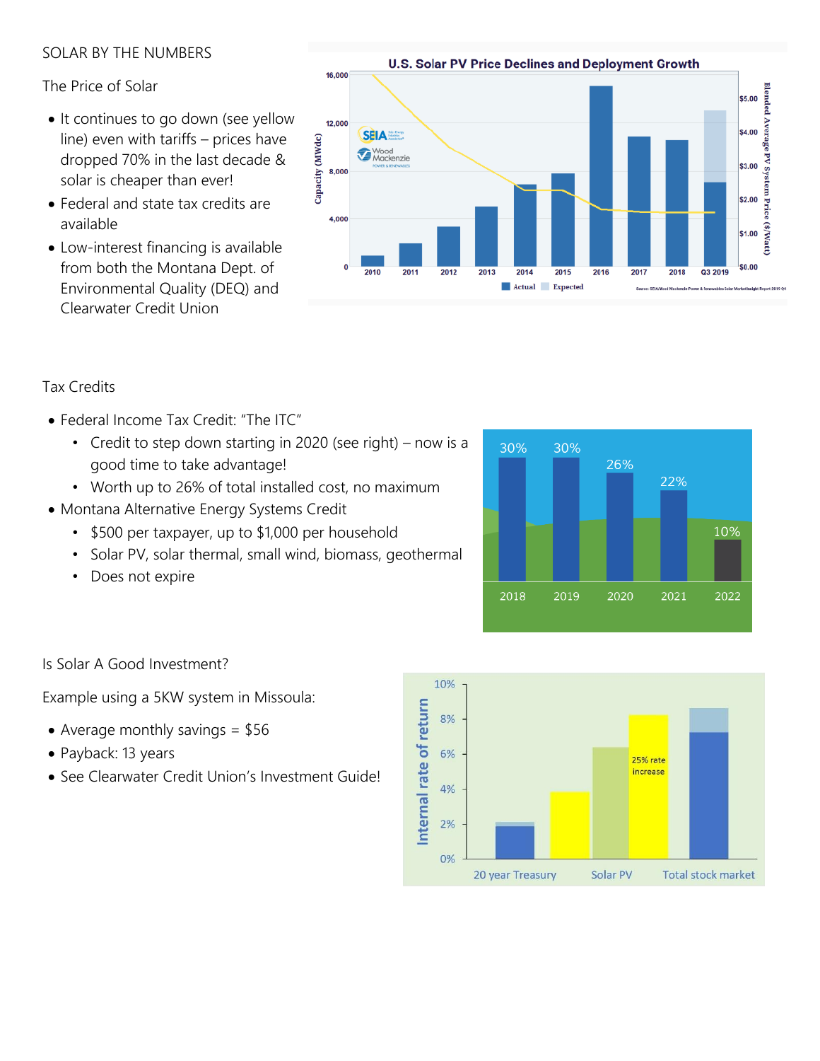SOLAR BY THE NUMBERS

The Price of Solar

- It continues to go down (see yellow line) even with tariffs – prices have dropped 70% in the last decade & solar is cheaper than ever!
- Federal and state tax credits are available
- Low-interest financing is available from both the Montana Dept. of Environmental Quality (DEQ) and Clearwater Credit Union

Tax Credits

- Federal Income Tax Credit: "The ITC"
  - Credit to step down starting in 2020 (see right) – now is a good time to take advantage!
  - Worth up to 26% of total installed cost, no maximum
- Montana Alternative Energy Systems Credit
  - $500 per taxpayer, up to $1,000 per household
  - Solar PV, solar thermal, small wind, biomass, geothermal
  - Does not expire

Is Solar A Good Investment?

Example using a 5KW system in Missoula:

- Average monthly savings = $56
- Payback: 13 years
- See Clearwater Credit Union's Investment Guide!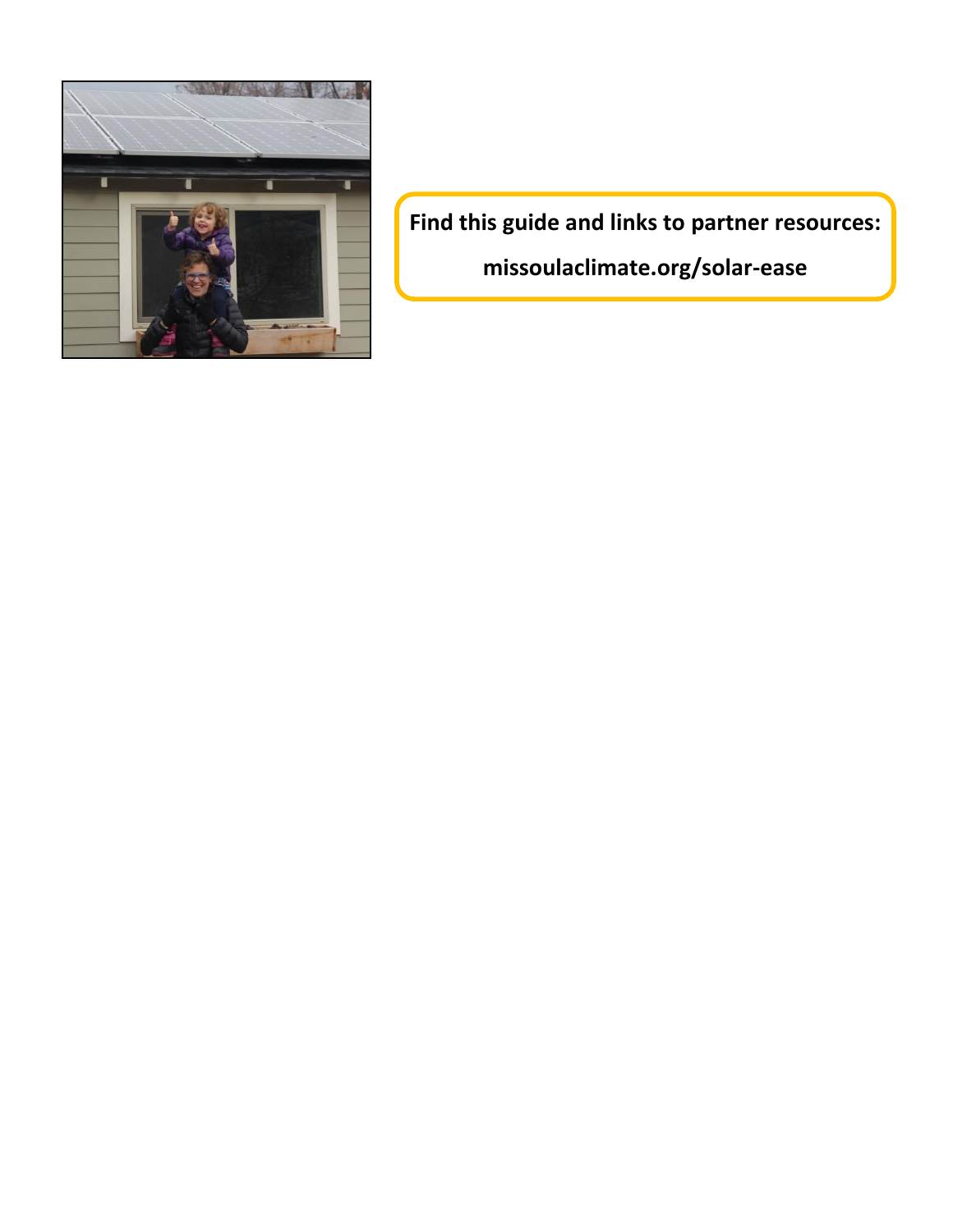**Find this guide and links to partner resources:**

**missoulaclimate.org/solar-ease**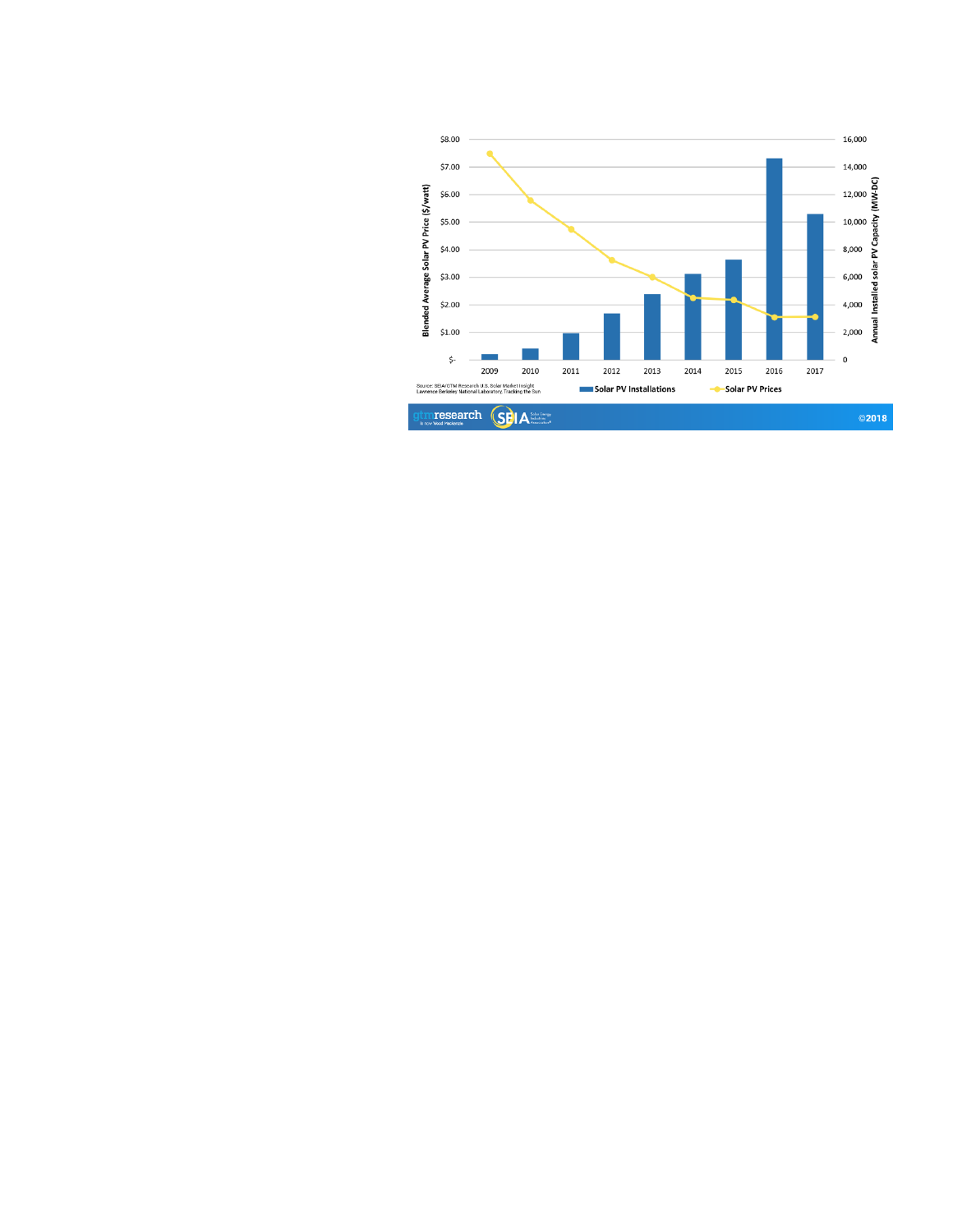Blended Average Solar PV Price ($/watt)

$8.00
$7.00
$6.00
$5.00
$4.00
$3.00
$2.00
$1.00
$-

Annual Installed solar PV Capacity (MW-DC)

16,000
14,000
12,000
10,000
8,000
6,000
4,000
2,000
0

2009 2010 2011 2012 2013 2014 2015 2016 2017

Source: SEIA/GTM Research U.S. Solar Market Insight
Lawrence Berkeley National Laboratory, Tracking the Sun

Solar PV Installations
Solar PV Prices

gtmresearch is now Wood Mackenzie
SEIA Solar Energy Industries Association®
©2018